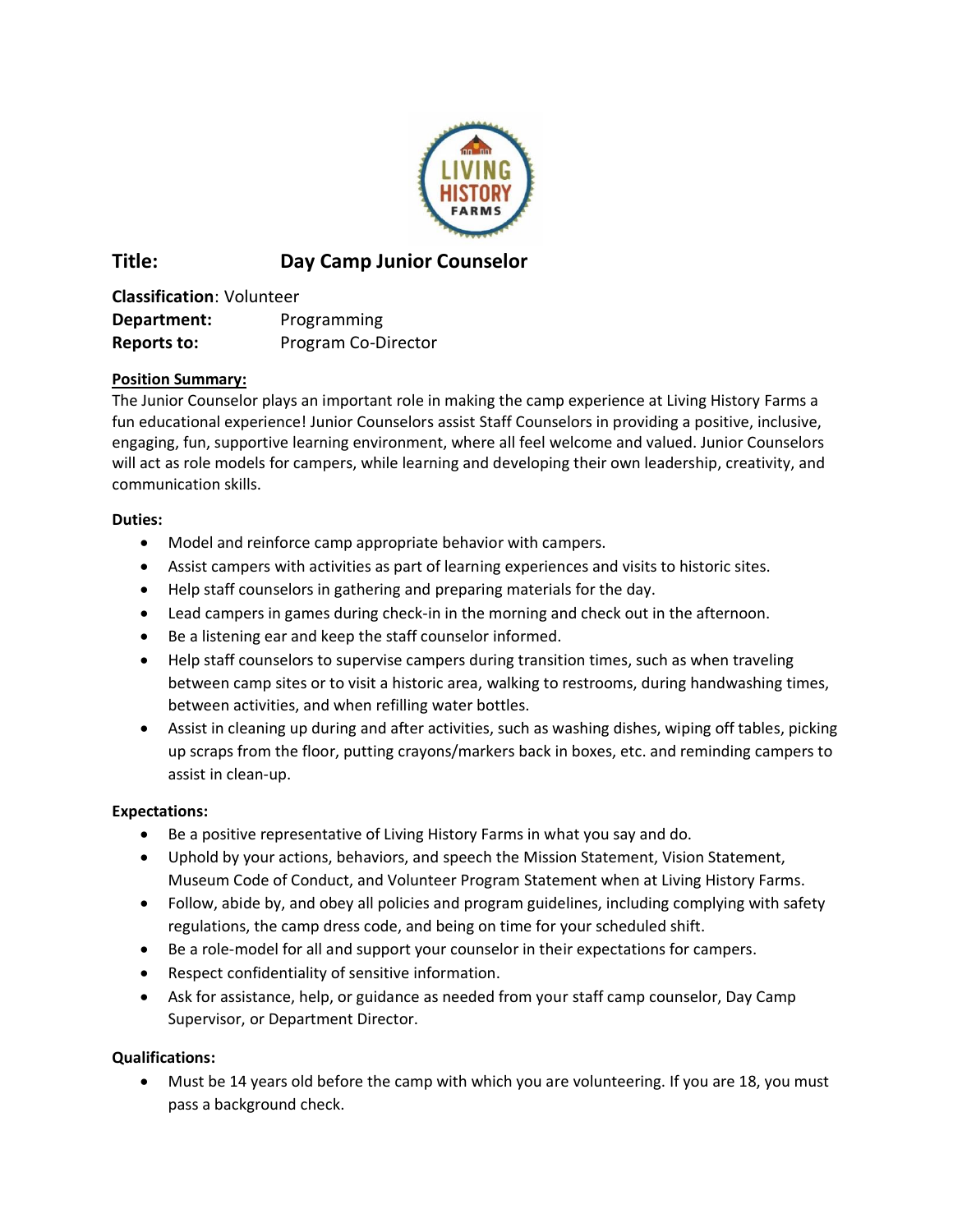**Title: Day Camp Junior Counselor**

**Classification**: Volunteer
**Department:** Programming
**Reports to:** Program Co-Director

**Position Summary:**

The Junior Counselor plays an important role in making the camp experience at Living History Farms a fun educational experience! Junior Counselors assist Staff Counselors in providing a positive, inclusive, engaging, fun, supportive learning environment, where all feel welcome and valued. Junior Counselors will act as role models for campers, while learning and developing their own leadership, creativity, and communication skills.

**Duties:**

- Model and reinforce camp appropriate behavior with campers.
- Assist campers with activities as part of learning experiences and visits to historic sites.
- Help staff counselors in gathering and preparing materials for the day.
- Lead campers in games during check-in in the morning and check out in the afternoon.
- Be a listening ear and keep the staff counselor informed.
- Help staff counselors to supervise campers during transition times, such as when traveling between camp sites or to visit a historic area, walking to restrooms, during handwashing times, between activities, and when refilling water bottles.
- Assist in cleaning up during and after activities, such as washing dishes, wiping off tables, picking up scraps from the floor, putting crayons/markers back in boxes, etc. and reminding campers to assist in clean-up.

**Expectations:**

- Be a positive representative of Living History Farms in what you say and do.
- Uphold by your actions, behaviors, and speech the Mission Statement, Vision Statement, Museum Code of Conduct, and Volunteer Program Statement when at Living History Farms.
- Follow, abide by, and obey all policies and program guidelines, including complying with safety regulations, the camp dress code, and being on time for your scheduled shift.
- Be a role-model for all and support your counselor in their expectations for campers.
- Respect confidentiality of sensitive information.
- Ask for assistance, help, or guidance as needed from your staff camp counselor, Day Camp Supervisor, or Department Director.

**Qualifications:**

- Must be 14 years old before the camp with which you are volunteering. If you are 18, you must pass a background check.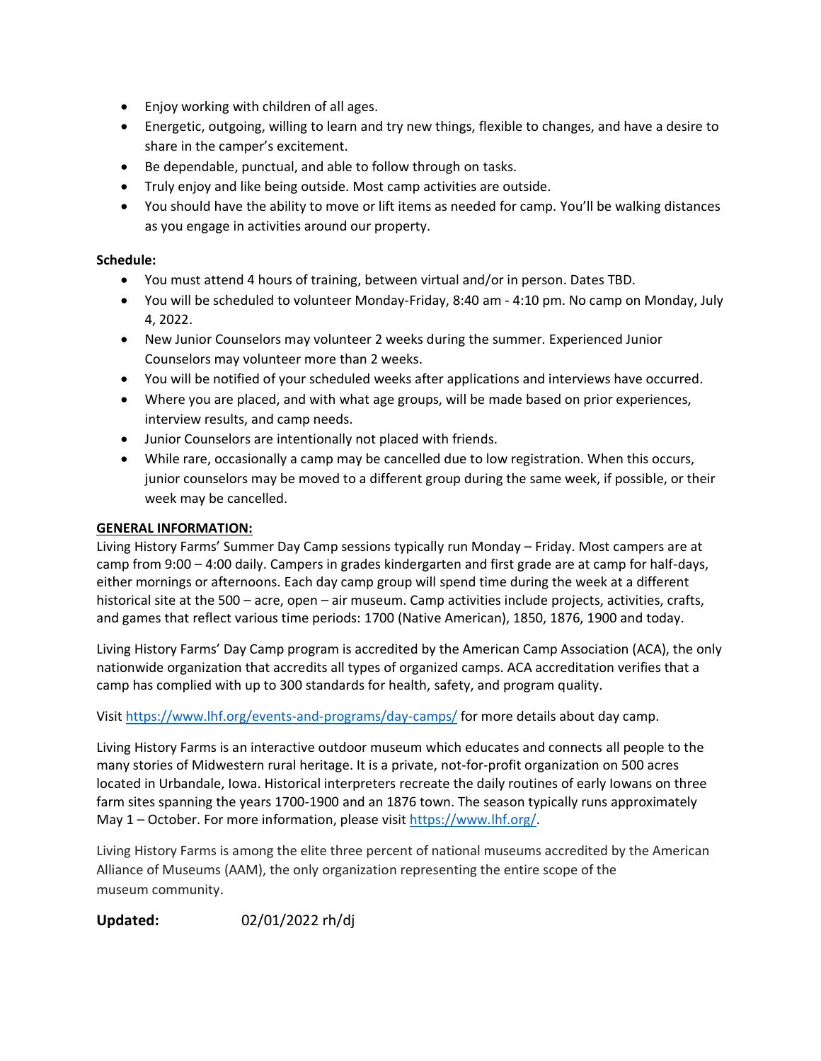- Enjoy working with children of all ages.
- Energetic, outgoing, willing to learn and try new things, flexible to changes, and have a desire to share in the camper's excitement.
- Be dependable, punctual, and able to follow through on tasks.
- Truly enjoy and like being outside. Most camp activities are outside.
- You should have the ability to move or lift items as needed for camp. You'll be walking distances as you engage in activities around our property.

**Schedule:**

- You must attend 4 hours of training, between virtual and/or in person. Dates TBD.
- You will be scheduled to volunteer Monday-Friday, 8:40 am - 4:10 pm. No camp on Monday, July 4, 2022.
- New Junior Counselors may volunteer 2 weeks during the summer. Experienced Junior Counselors may volunteer more than 2 weeks.
- You will be notified of your scheduled weeks after applications and interviews have occurred.
- Where you are placed, and with what age groups, will be made based on prior experiences, interview results, and camp needs.
- Junior Counselors are intentionally not placed with friends.
- While rare, occasionally a camp may be cancelled due to low registration. When this occurs, junior counselors may be moved to a different group during the same week, if possible, or their week may be cancelled.

**GENERAL INFORMATION:**

Living History Farms' Summer Day Camp sessions typically run Monday – Friday. Most campers are at camp from 9:00 – 4:00 daily. Campers in grades kindergarten and first grade are at camp for half-days, either mornings or afternoons. Each day camp group will spend time during the week at a different historical site at the 500 – acre, open – air museum. Camp activities include projects, activities, crafts, and games that reflect various time periods: 1700 (Native American), 1850, 1876, 1900 and today.

Living History Farms' Day Camp program is accredited by the American Camp Association (ACA), the only nationwide organization that accredits all types of organized camps. ACA accreditation verifies that a camp has complied with up to 300 standards for health, safety, and program quality.

Visit https://www.lhf.org/events-and-programs/day-camps/ for more details about day camp.

Living History Farms is an interactive outdoor museum which educates and connects all people to the many stories of Midwestern rural heritage. It is a private, not-for-profit organization on 500 acres located in Urbandale, Iowa. Historical interpreters recreate the daily routines of early Iowans on three farm sites spanning the years 1700-1900 and an 1876 town. The season typically runs approximately May 1 – October. For more information, please visit https://www.lhf.org/.

Living History Farms is among the elite three percent of national museums accredited by the American Alliance of Museums (AAM), the only organization representing the entire scope of the museum community.

**Updated:** 02/01/2022 rh/dj